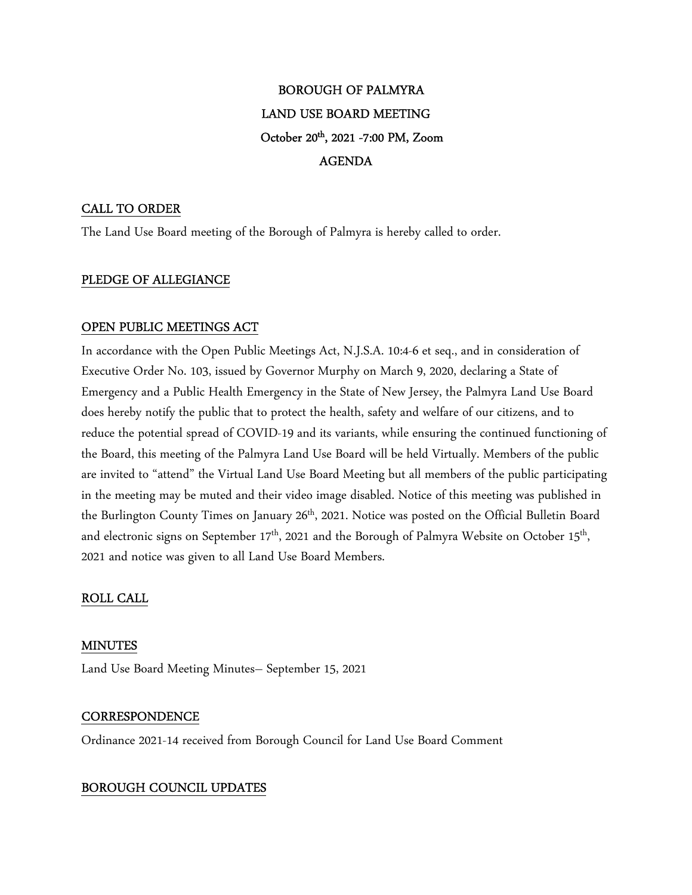# BOROUGH OF PALMYRA
## LAND USE BOARD MEETING
## October 20th, 2021 -7:00 PM, Zoom
## AGENDA

### CALL TO ORDER

The Land Use Board meeting of the Borough of Palmyra is hereby called to order.

### PLEDGE OF ALLEGIANCE

### OPEN PUBLIC MEETINGS ACT

In accordance with the Open Public Meetings Act, N.J.S.A. 10:4-6 et seq., and in consideration of Executive Order No. 103, issued by Governor Murphy on March 9, 2020, declaring a State of Emergency and a Public Health Emergency in the State of New Jersey, the Palmyra Land Use Board does hereby notify the public that to protect the health, safety and welfare of our citizens, and to reduce the potential spread of COVID-19 and its variants, while ensuring the continued functioning of the Board, this meeting of the Palmyra Land Use Board will be held Virtually. Members of the public are invited to "attend" the Virtual Land Use Board Meeting but all members of the public participating in the meeting may be muted and their video image disabled. Notice of this meeting was published in the Burlington County Times on January 26th, 2021. Notice was posted on the Official Bulletin Board and electronic signs on September 17th, 2021 and the Borough of Palmyra Website on October 15th, 2021 and notice was given to all Land Use Board Members.

### ROLL CALL

### MINUTES

Land Use Board Meeting Minutes– September 15, 2021

### CORRESPONDENCE

Ordinance 2021-14 received from Borough Council for Land Use Board Comment

### BOROUGH COUNCIL UPDATES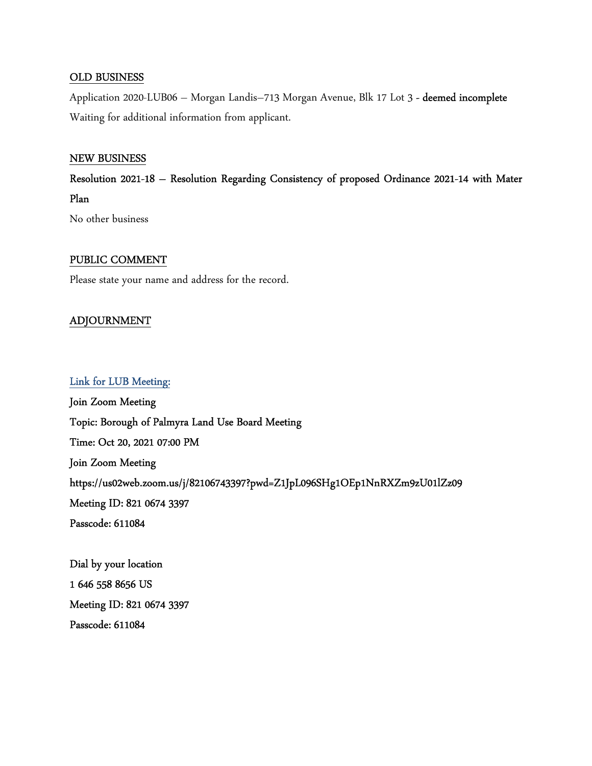OLD BUSINESS

Application 2020-LUB06 – Morgan Landis–713 Morgan Avenue, Blk 17 Lot 3 - **deemed incomplete**

Waiting for additional information from applicant.

NEW BUSINESS

**Resolution 2021-18 – Resolution Regarding Consistency of proposed Ordinance 2021-14 with Mater Plan**

No other business

PUBLIC COMMENT

Please state your name and address for the record.

ADJOURNMENT

Link for LUB Meeting:

**Join Zoom Meeting**

**Topic: Borough of Palmyra Land Use Board Meeting**

**Time: Oct 20, 2021 07:00 PM**

**Join Zoom Meeting**

**https://us02web.zoom.us/j/82106743397?pwd=Z1JpL096SHg1OEp1NnRXZm9zU01lZz09**

**Meeting ID: 821 0674 3397**

**Passcode: 611084**

**Dial by your location**

**1 646 558 8656 US**

**Meeting ID: 821 0674 3397**

**Passcode: 611084**